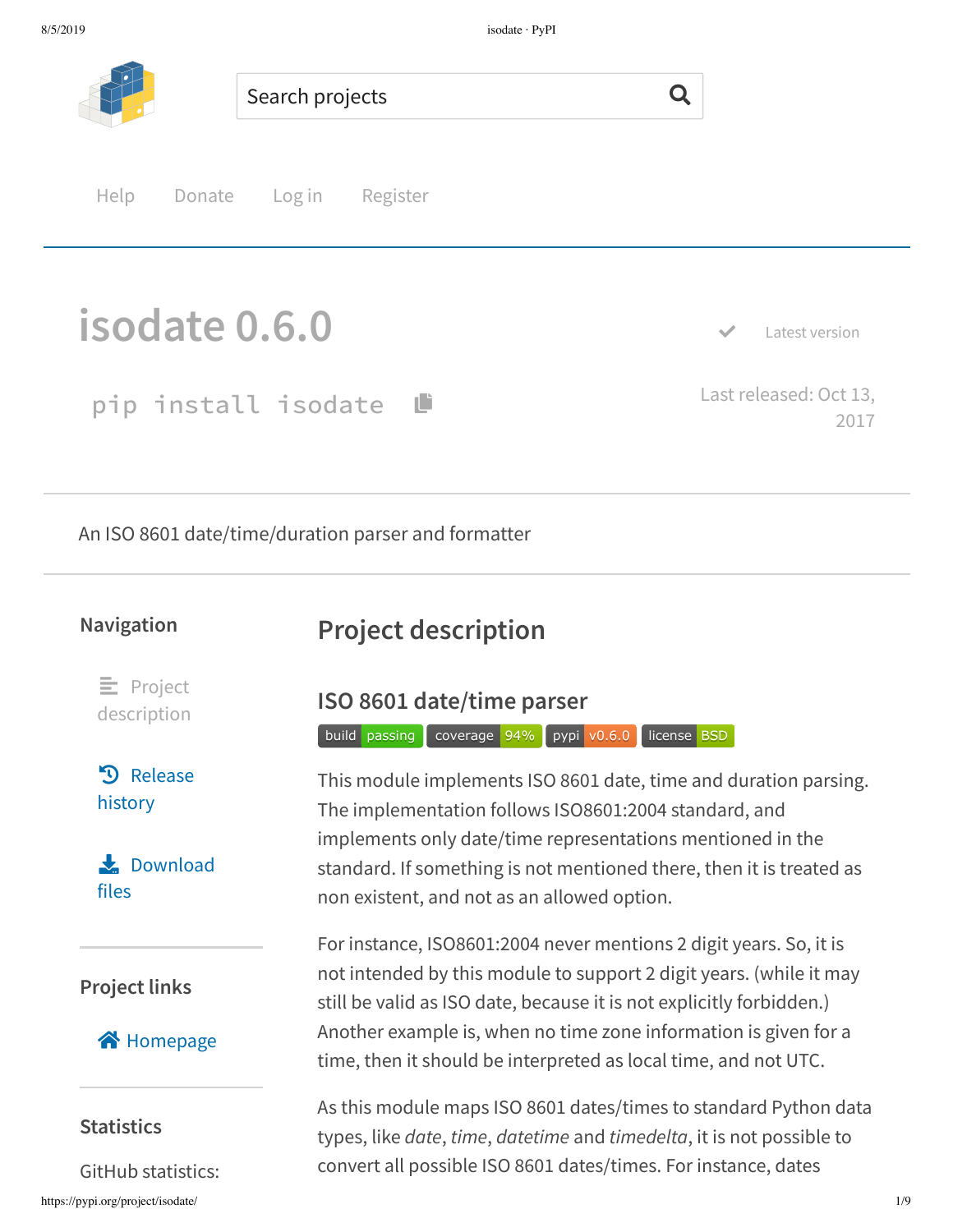Help Donate Log in Register

# isodate 0.6.0

```
pip install isodate
```

Latest version

Last released: Oct 13, 2017

An ISO 8601 date/time/duration parser and formatter

### Navigation

- Project description
- Release history
- Download files

### Project links

- Homepage

### Statistics

GitHub statistics:

## Project description

### ISO 8601 date/time parser

build passing | coverage 94% | pypi v0.6.0 | license BSD

This module implements ISO 8601 date, time and duration parsing. The implementation follows ISO8601:2004 standard, and implements only date/time representations mentioned in the standard. If something is not mentioned there, then it is treated as non existent, and not as an allowed option.

For instance, ISO8601:2004 never mentions 2 digit years. So, it is not intended by this module to support 2 digit years. (while it may still be valid as ISO date, because it is not explicitly forbidden.) Another example is, when no time zone information is given for a time, then it should be interpreted as local time, and not UTC.

As this module maps ISO 8601 dates/times to standard Python data types, like *date*, *time*, *datetime* and *timedelta*, it is not possible to convert all possible ISO 8601 dates/times. For instance, dates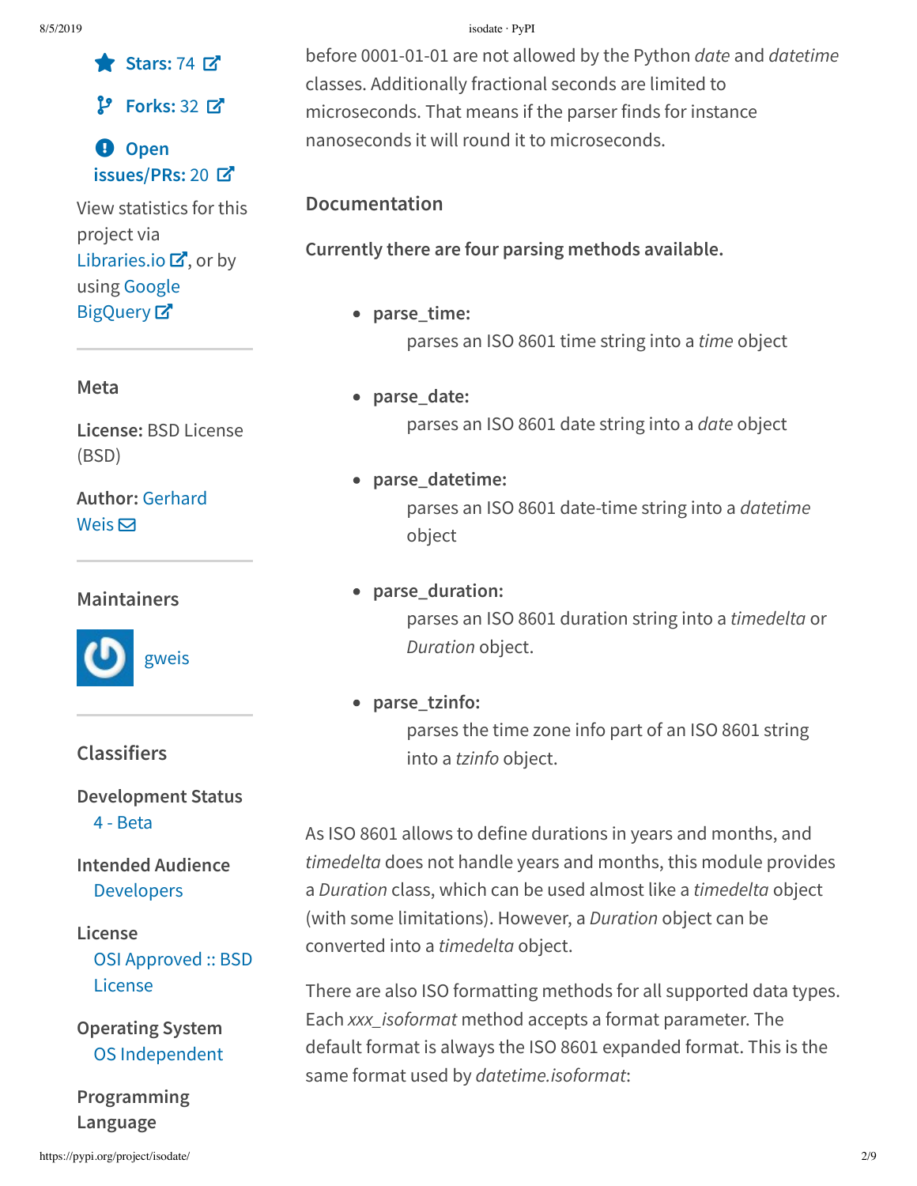**Stars: 74**

**Forks: 32**

**Open issues/PRs: 20**

View statistics for this project via Libraries.io, or by using Google BigQuery

### Meta

**License:** BSD License (BSD)

**Author:** Gerhard Weis

### Maintainers

gweis

### Classifiers

**Development Status**
  4 - Beta

**Intended Audience**
  Developers

**License**
  OSI Approved :: BSD License

**Operating System**
  OS Independent

**Programming Language**

before 0001-01-01 are not allowed by the Python *date* and *datetime* classes. Additionally fractional seconds are limited to microseconds. That means if the parser finds for instance nanoseconds it will round it to microseconds.

## Documentation

**Currently there are four parsing methods available.**

- **parse_time:**
  parses an ISO 8601 time string into a *time* object
- **parse_date:**
  parses an ISO 8601 date string into a *date* object
- **parse_datetime:**
  parses an ISO 8601 date-time string into a *datetime* object
- **parse_duration:**
  parses an ISO 8601 duration string into a *timedelta* or *Duration* object.
- **parse_tzinfo:**
  parses the time zone info part of an ISO 8601 string into a *tzinfo* object.

As ISO 8601 allows to define durations in years and months, and *timedelta* does not handle years and months, this module provides a *Duration* class, which can be used almost like a *timedelta* object (with some limitations). However, a *Duration* object can be converted into a *timedelta* object.

There are also ISO formatting methods for all supported data types. Each *xxx_isoformat* method accepts a format parameter. The default format is always the ISO 8601 expanded format. This is the same format used by *datetime.isoformat*: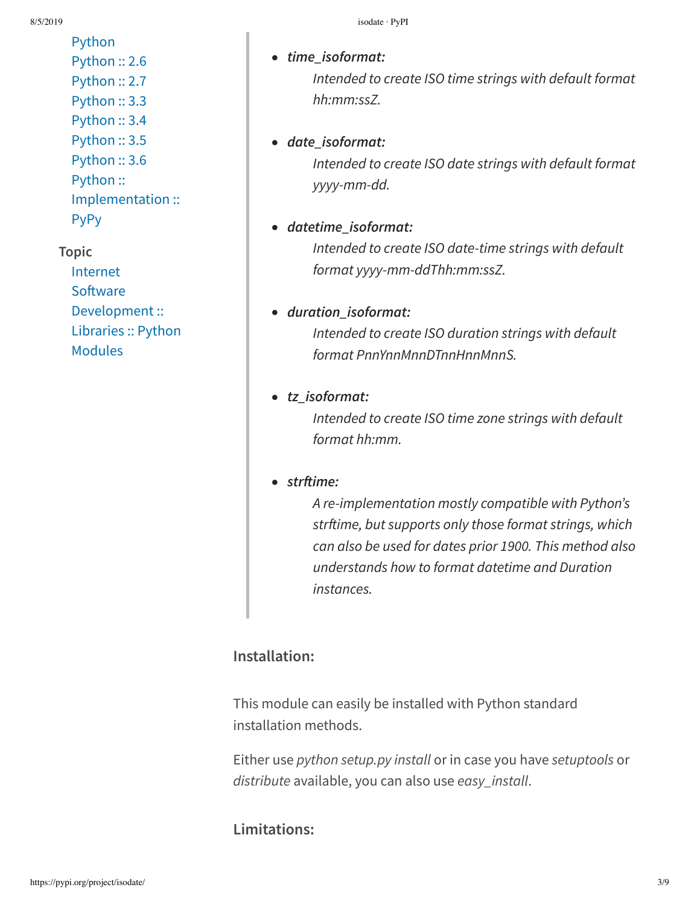- Python
- Python :: 2.6
- Python :: 2.7
- Python :: 3.3
- Python :: 3.4
- Python :: 3.5
- Python :: 3.6
- Python :: Implementation :: PyPy

**Topic**

- Internet
- Software Development :: Libraries :: Python Modules

- ***time_isoformat:***

  *Intended to create ISO time strings with default format hh:mm:ssZ.*

- ***date_isoformat:***

  *Intended to create ISO date strings with default format yyyy-mm-dd.*

- ***datetime_isoformat:***

  *Intended to create ISO date-time strings with default format yyyy-mm-ddThh:mm:ssZ.*

- ***duration_isoformat:***

  *Intended to create ISO duration strings with default format PnnYnnMnnDTnnHnnMnnS.*

- ***tz_isoformat:***

  *Intended to create ISO time zone strings with default format hh:mm.*

- ***strftime:***

  *A re-implementation mostly compatible with Python's strftime, but supports only those format strings, which can also be used for dates prior 1900. This method also understands how to format datetime and Duration instances.*

## Installation:

This module can easily be installed with Python standard installation methods.

Either use *python setup.py install* or in case you have *setuptools* or *distribute* available, you can also use *easy_install*.

## Limitations: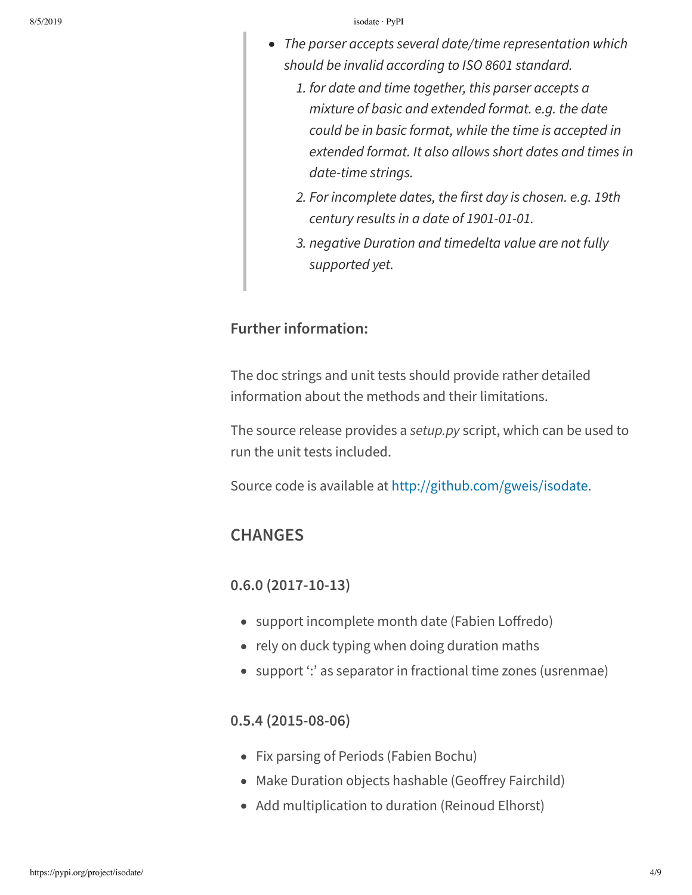> - *The parser accepts several date/time representation which should be invalid according to ISO 8601 standard.*
>   1. *for date and time together, this parser accepts a mixture of basic and extended format. e.g. the date could be in basic format, while the time is accepted in extended format. It also allows short dates and times in date-time strings.*
>   2. *For incomplete dates, the first day is chosen. e.g. 19th century results in a date of 1901-01-01.*
>   3. *negative Duration and timedelta value are not fully supported yet.*

### Further information:

The doc strings and unit tests should provide rather detailed information about the methods and their limitations.

The source release provides a *setup.py* script, which can be used to run the unit tests included.

Source code is available at http://github.com/gweis/isodate.

## CHANGES

### 0.6.0 (2017-10-13)

- support incomplete month date (Fabien Loffredo)
- rely on duck typing when doing duration maths
- support ':' as separator in fractional time zones (usrenmae)

### 0.5.4 (2015-08-06)

- Fix parsing of Periods (Fabien Bochu)
- Make Duration objects hashable (Geoffrey Fairchild)
- Add multiplication to duration (Reinoud Elhorst)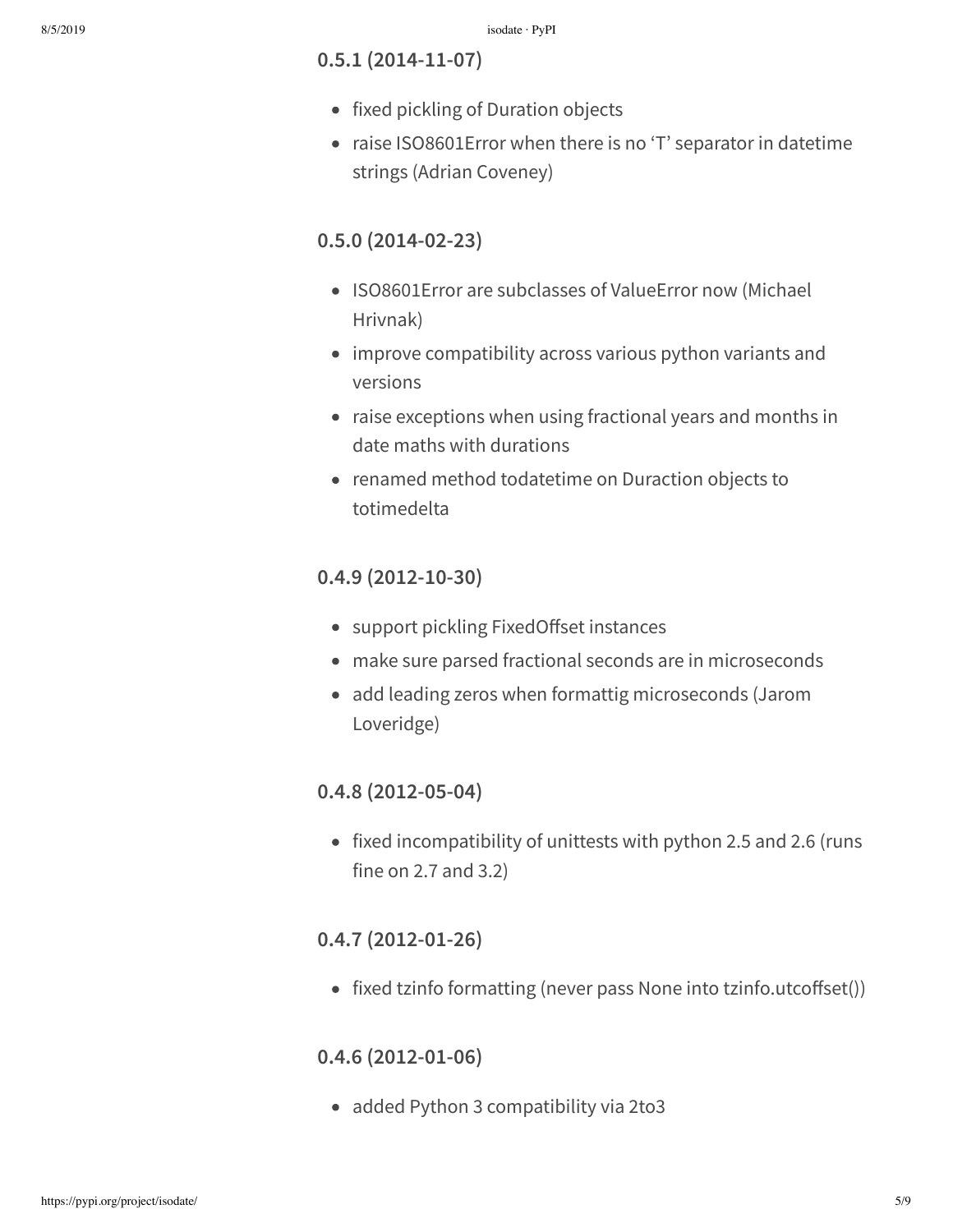### 0.5.1 (2014-11-07)

- fixed pickling of Duration objects
- raise ISO8601Error when there is no 'T' separator in datetime strings (Adrian Coveney)

### 0.5.0 (2014-02-23)

- ISO8601Error are subclasses of ValueError now (Michael Hrivnak)
- improve compatibility across various python variants and versions
- raise exceptions when using fractional years and months in date maths with durations
- renamed method todatetime on Duraction objects to totimedelta

### 0.4.9 (2012-10-30)

- support pickling FixedOffset instances
- make sure parsed fractional seconds are in microseconds
- add leading zeros when formattig microseconds (Jarom Loveridge)

### 0.4.8 (2012-05-04)

- fixed incompatibility of unittests with python 2.5 and 2.6 (runs fine on 2.7 and 3.2)

### 0.4.7 (2012-01-26)

- fixed tzinfo formatting (never pass None into tzinfo.utcoffset())

### 0.4.6 (2012-01-06)

- added Python 3 compatibility via 2to3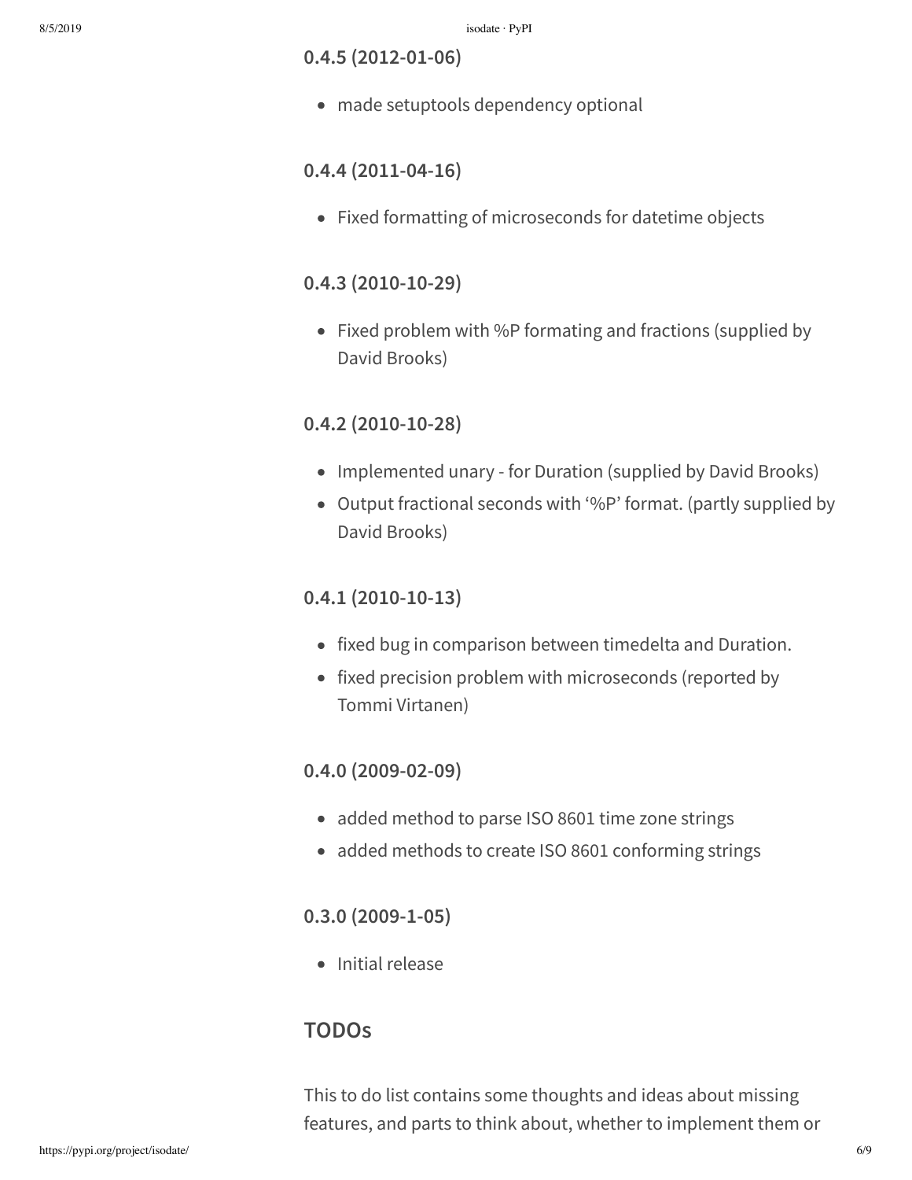### 0.4.5 (2012-01-06)

- made setuptools dependency optional

### 0.4.4 (2011-04-16)

- Fixed formatting of microseconds for datetime objects

### 0.4.3 (2010-10-29)

- Fixed problem with %P formating and fractions (supplied by David Brooks)

### 0.4.2 (2010-10-28)

- Implemented unary - for Duration (supplied by David Brooks)
- Output fractional seconds with '%P' format. (partly supplied by David Brooks)

### 0.4.1 (2010-10-13)

- fixed bug in comparison between timedelta and Duration.
- fixed precision problem with microseconds (reported by Tommi Virtanen)

### 0.4.0 (2009-02-09)

- added method to parse ISO 8601 time zone strings
- added methods to create ISO 8601 conforming strings

### 0.3.0 (2009-1-05)

- Initial release

## TODOs

This to do list contains some thoughts and ideas about missing features, and parts to think about, whether to implement them or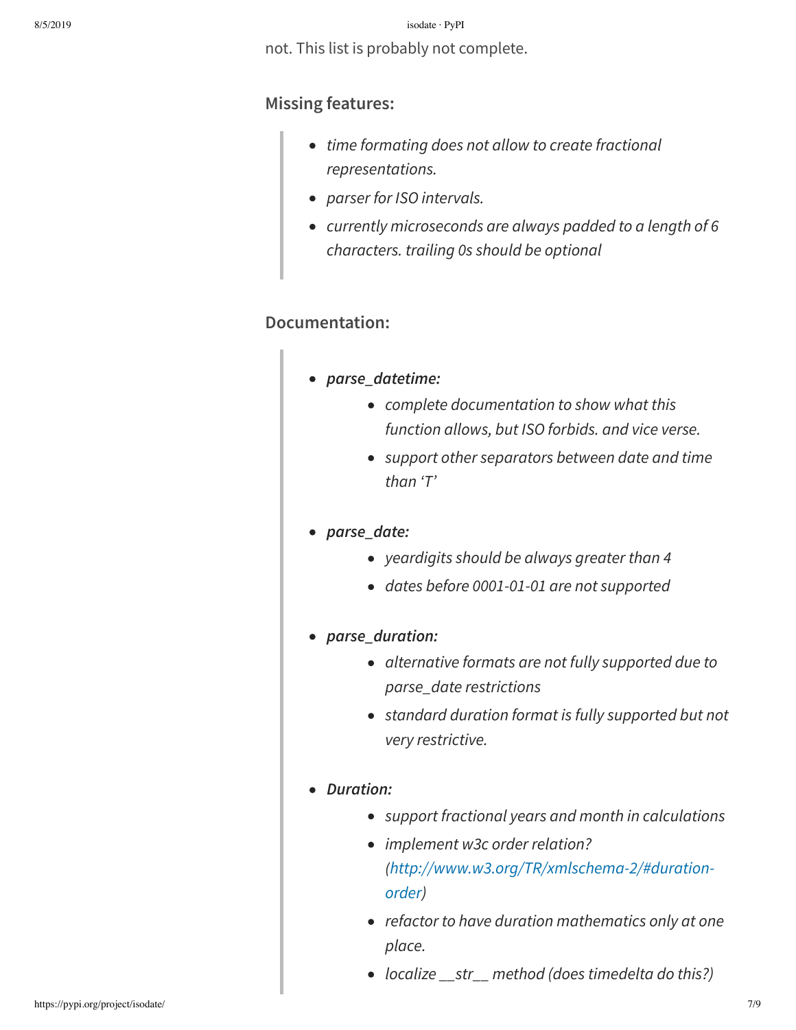not. This list is probably not complete.

### Missing features:

> - *time formating does not allow to create fractional representations.*
> - *parser for ISO intervals.*
> - *currently microseconds are always padded to a length of 6 characters. trailing 0s should be optional*

### Documentation:

> - ***parse_datetime:***
>   - *complete documentation to show what this function allows, but ISO forbids. and vice verse.*
>   - *support other separators between date and time than 'T'*
> - ***parse_date:***
>   - *yeardigits should be always greater than 4*
>   - *dates before 0001-01-01 are not supported*
> - ***parse_duration:***
>   - *alternative formats are not fully supported due to parse_date restrictions*
>   - *standard duration format is fully supported but not very restrictive.*
> - ***Duration:***
>   - *support fractional years and month in calculations*
>   - *implement w3c order relation? ([http://www.w3.org/TR/xmlschema-2/#duration-order](http://www.w3.org/TR/xmlschema-2/#duration-order))*
>   - *refactor to have duration mathematics only at one place.*
>   - *localize __str__ method (does timedelta do this?)*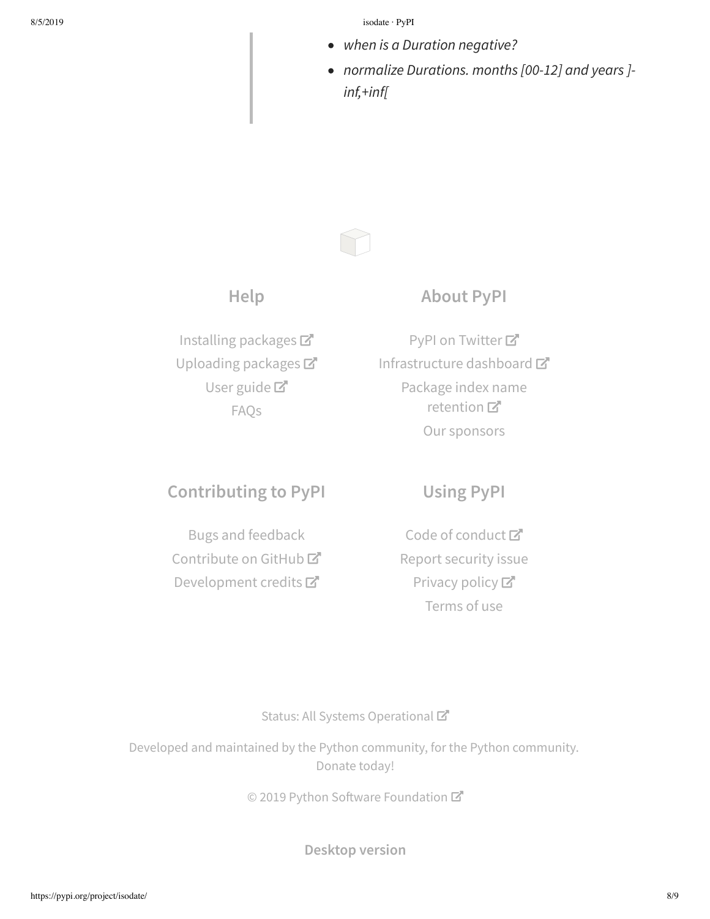- *when is a Duration negative?*
- *normalize Durations. months [00-12] and years ]-inf,+inf[*

## Help

Installing packages

Uploading packages

User guide

FAQs

## About PyPI

PyPI on Twitter

Infrastructure dashboard

Package index name retention

Our sponsors

## Contributing to PyPI

Bugs and feedback

Contribute on GitHub

Development credits

## Using PyPI

Code of conduct

Report security issue

Privacy policy

Terms of use

Status: All Systems Operational

Developed and maintained by the Python community, for the Python community. Donate today!

© 2019 Python Software Foundation

**Desktop version**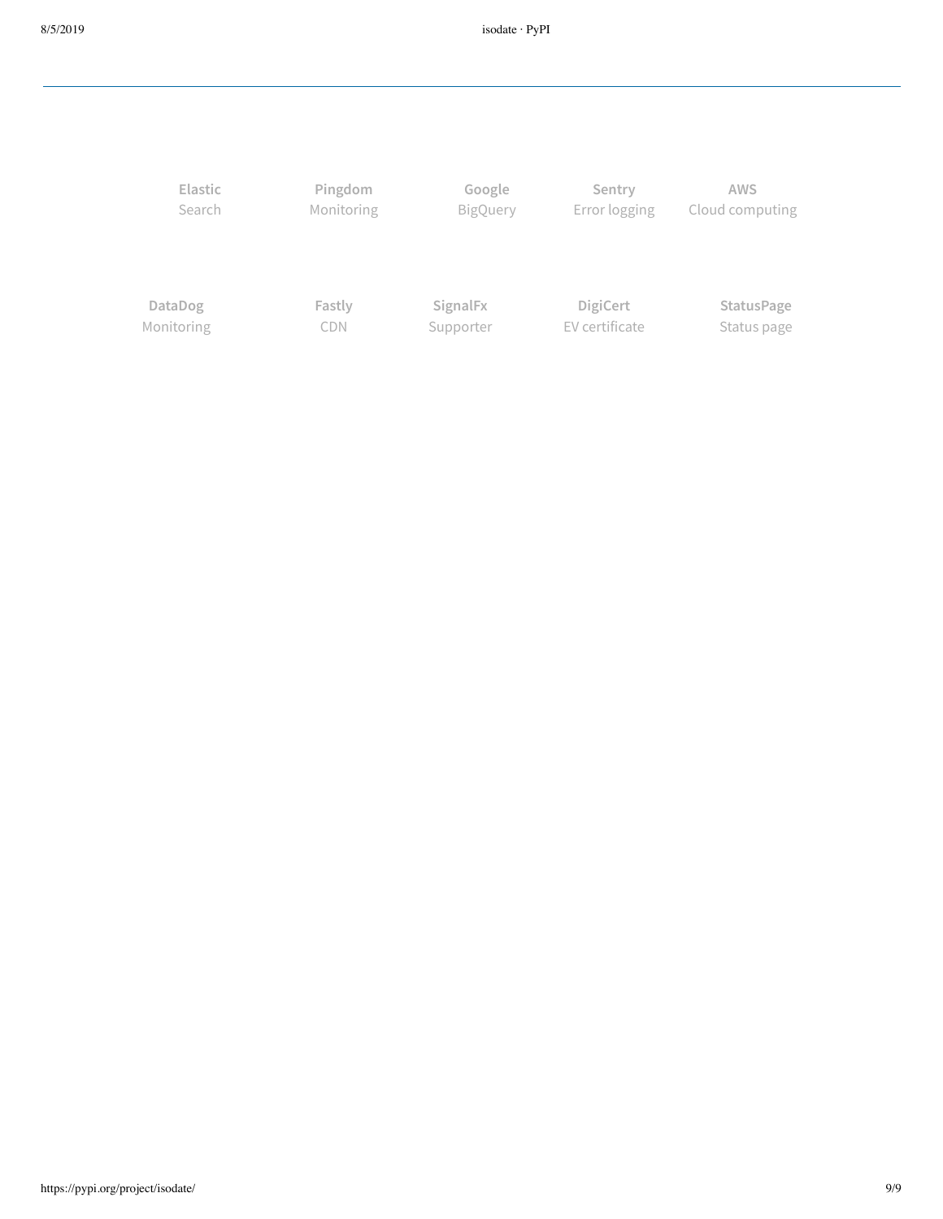Elastic
Search

Pingdom
Monitoring

Google
BigQuery

Sentry
Error logging

AWS
Cloud computing

DataDog
Monitoring

Fastly
CDN

SignalFx
Supporter

DigiCert
EV certificate

StatusPage
Status page